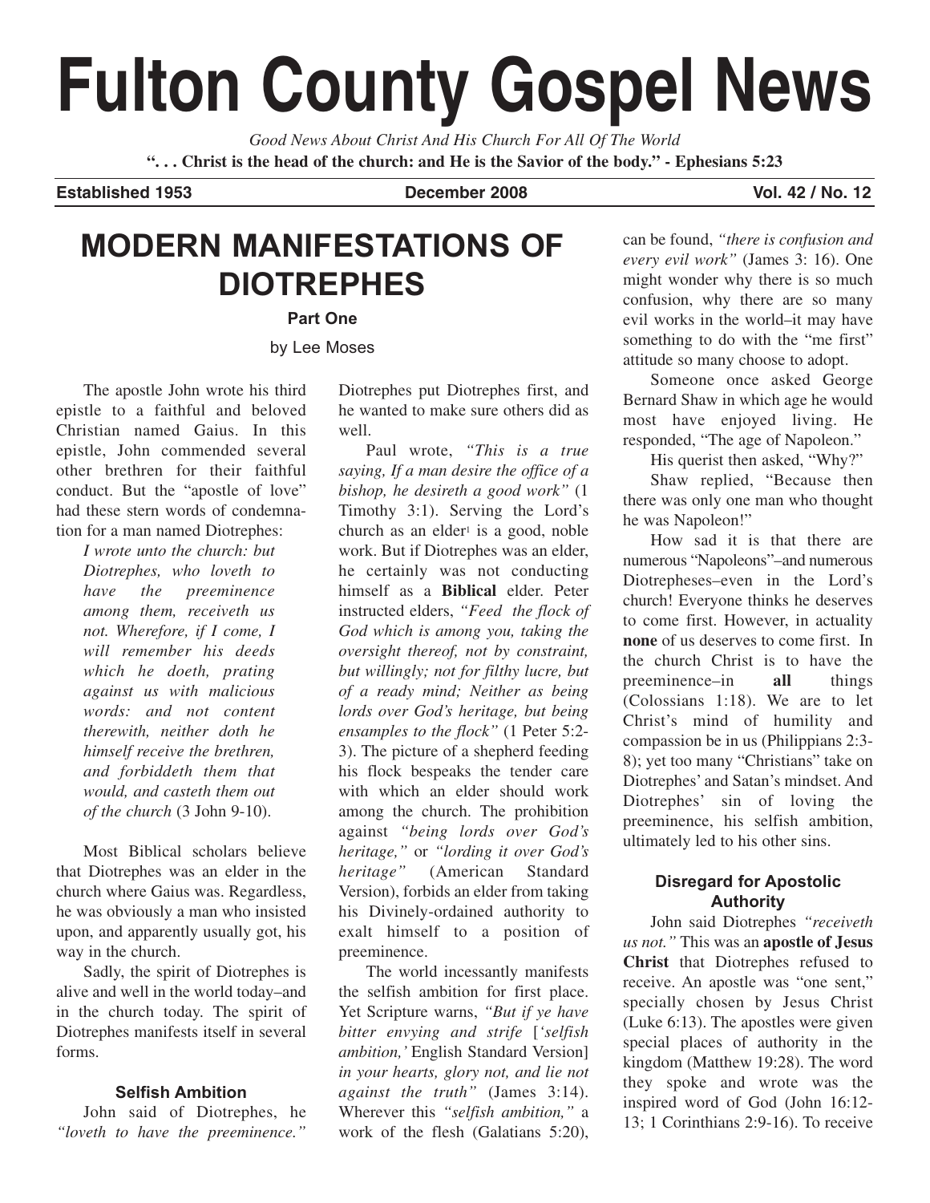# Fulton County Gospel News

*Good News About Christ And His Church For All Of The World*

**". . . Christ is the head of the church: and He is the Savior of the body." - Ephesians 5:23**

**Established 1953** **December 2008** **Vol. 42 / No. 12**

## MODERN MANIFESTATIONS OF DIOTREPHES

**Part One**

by Lee Moses

The apostle John wrote his third epistle to a faithful and beloved Christian named Gaius. In this epistle, John commended several other brethren for their faithful conduct. But the "apostle of love" had these stern words of condemnation for a man named Diotrephes:

> *I wrote unto the church: but Diotrephes, who loveth to have the preeminence among them, receiveth us not. Wherefore, if I come, I will remember his deeds which he doeth, prating against us with malicious words: and not content therewith, neither doth he himself receive the brethren, and forbiddeth them that would, and casteth them out of the church* (3 John 9-10).

Most Biblical scholars believe that Diotrephes was an elder in the church where Gaius was. Regardless, he was obviously a man who insisted upon, and apparently usually got, his way in the church.

Sadly, the spirit of Diotrephes is alive and well in the world today–and in the church today. The spirit of Diotrephes manifests itself in several forms.

### Selfish Ambition

John said of Diotrephes, he *"loveth to have the preeminence."* Diotrephes put Diotrephes first, and he wanted to make sure others did as well.

Paul wrote, *"This is a true saying, If a man desire the office of a bishop, he desireth a good work"* (1 Timothy 3:1). Serving the Lord's church as an elder[1] is a good, noble work. But if Diotrephes was an elder, he certainly was not conducting himself as a **Biblical** elder. Peter instructed elders, *"Feed the flock of God which is among you, taking the oversight thereof, not by constraint, but willingly; not for filthy lucre, but of a ready mind; Neither as being lords over God's heritage, but being ensamples to the flock"* (1 Peter 5:2-3). The picture of a shepherd feeding his flock bespeaks the tender care with which an elder should work among the church. The prohibition against *"being lords over God's heritage,"* or *"lording it over God's heritage"* (American Standard Version), forbids an elder from taking his Divinely-ordained authority to exalt himself to a position of preeminence.

The world incessantly manifests the selfish ambition for first place. Yet Scripture warns, *"But if ye have bitter envying and strife* [*'selfish ambition,'* English Standard Version] *in your hearts, glory not, and lie not against the truth"* (James 3:14). Wherever this *"selfish ambition,"* a work of the flesh (Galatians 5:20), can be found, *"there is confusion and every evil work"* (James 3: 16). One might wonder why there is so much confusion, why there are so many evil works in the world–it may have something to do with the "me first" attitude so many choose to adopt.

Someone once asked George Bernard Shaw in which age he would most have enjoyed living. He responded, "The age of Napoleon."

His querist then asked, "Why?"

Shaw replied, "Because then there was only one man who thought he was Napoleon!"

How sad it is that there are numerous "Napoleons"–and numerous Diotrepheses–even in the Lord's church! Everyone thinks he deserves to come first. However, in actuality **none** of us deserves to come first. In the church Christ is to have the preeminence–in **all** things (Colossians 1:18). We are to let Christ's mind of humility and compassion be in us (Philippians 2:3-8); yet too many "Christians" take on Diotrephes' and Satan's mindset. And Diotrephes' sin of loving the preeminence, his selfish ambition, ultimately led to his other sins.

### Disregard for Apostolic Authority

John said Diotrephes *"receiveth us not."* This was an **apostle of Jesus Christ** that Diotrephes refused to receive. An apostle was "one sent," specially chosen by Jesus Christ (Luke 6:13). The apostles were given special places of authority in the kingdom (Matthew 19:28). The word they spoke and wrote was the inspired word of God (John 16:12-13; 1 Corinthians 2:9-16). To receive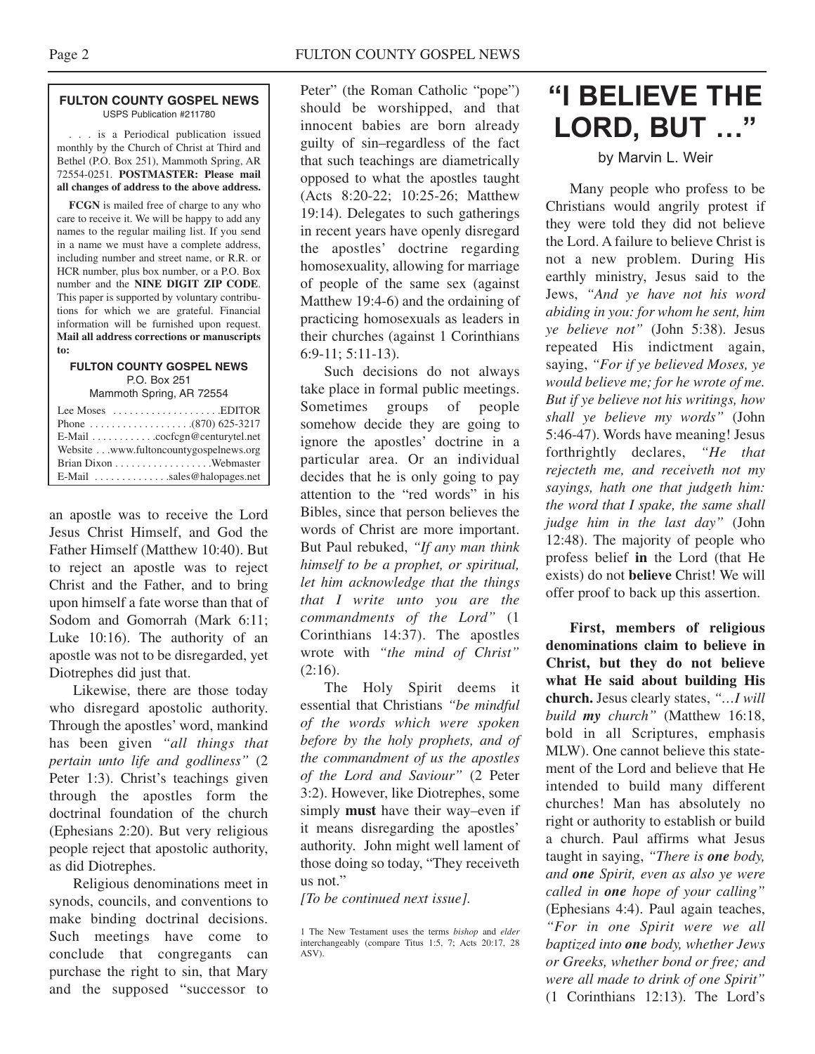**FULTON COUNTY GOSPEL NEWS**
USPS Publication #211780

. . . is a Periodical publication issued monthly by the Church of Christ at Third and Bethel (P.O. Box 251), Mammoth Spring, AR 72554-0251. **POSTMASTER: Please mail all changes of address to the above address.**

**FCGN** is mailed free of charge to any who care to receive it. We will be happy to add any names to the regular mailing list. If you send in a name we must have a complete address, including number and street name, or R.R. or HCR number, plus box number, or a P.O. Box number and the **NINE DIGIT ZIP CODE**. This paper is supported by voluntary contributions for which we are grateful. Financial information will be furnished upon request. **Mail all address corrections or manuscripts to:**

**FULTON COUNTY GOSPEL NEWS**
P.O. Box 251
Mammoth Spring, AR 72554

Lee Moses . . . . . . . . . . . . . . . . . . . .EDITOR
Phone . . . . . . . . . . . . . . . . . . .(870) 625-3217
E-Mail . . . . . . . . . . . .cocfcgn@centurytel.net
Website . . .www.fultoncountygospelnews.org
Brian Dixon . . . . . . . . . . . . . . . . .Webmaster
E-Mail . . . . . . . . . . . . .sales@halopages.net

an apostle was to receive the Lord Jesus Christ Himself, and God the Father Himself (Matthew 10:40). But to reject an apostle was to reject Christ and the Father, and to bring upon himself a fate worse than that of Sodom and Gomorrah (Mark 6:11; Luke 10:16). The authority of an apostle was not to be disregarded, yet Diotrephes did just that.

Likewise, there are those today who disregard apostolic authority. Through the apostles' word, mankind has been given *"all things that pertain unto life and godliness"* (2 Peter 1:3). Christ's teachings given through the apostles form the doctrinal foundation of the church (Ephesians 2:20). But very religious people reject that apostolic authority, as did Diotrephes.

Religious denominations meet in synods, councils, and conventions to make binding doctrinal decisions. Such meetings have come to conclude that congregants can purchase the right to sin, that Mary and the supposed "successor to Peter" (the Roman Catholic "pope") should be worshipped, and that innocent babies are born already guilty of sin–regardless of the fact that such teachings are diametrically opposed to what the apostles taught (Acts 8:20-22; 10:25-26; Matthew 19:14). Delegates to such gatherings in recent years have openly disregard the apostles' doctrine regarding homosexuality, allowing for marriage of people of the same sex (against Matthew 19:4-6) and the ordaining of practicing homosexuals as leaders in their churches (against 1 Corinthians 6:9-11; 5:11-13).

Such decisions do not always take place in formal public meetings. Sometimes groups of people somehow decide they are going to ignore the apostles' doctrine in a particular area. Or an individual decides that he is only going to pay attention to the "red words" in his Bibles, since that person believes the words of Christ are more important. But Paul rebuked, *"If any man think himself to be a prophet, or spiritual, let him acknowledge that the things that I write unto you are the commandments of the Lord"* (1 Corinthians 14:37). The apostles wrote with *"the mind of Christ"* (2:16).

The Holy Spirit deems it essential that Christians *"be mindful of the words which were spoken before by the holy prophets, and of the commandment of us the apostles of the Lord and Saviour"* (2 Peter 3:2). However, like Diotrephes, some simply **must** have their way–even if it means disregarding the apostles' authority. John might well lament of those doing so today, "They receiveth us not."

*[To be continued next issue].*

1 The New Testament uses the terms *bishop* and *elder* interchangeably (compare Titus 1:5, 7; Acts 20:17, 28 ASV).

# "I BELIEVE THE LORD, BUT …"

by Marvin L. Weir

Many people who profess to be Christians would angrily protest if they were told they did not believe the Lord. A failure to believe Christ is not a new problem. During His earthly ministry, Jesus said to the Jews, *"And ye have not his word abiding in you: for whom he sent, him ye believe not"* (John 5:38). Jesus repeated His indictment again, saying, *"For if ye believed Moses, ye would believe me; for he wrote of me. But if ye believe not his writings, how shall ye believe my words"* (John 5:46-47). Words have meaning! Jesus forthrightly declares, *"He that rejecteth me, and receiveth not my sayings, hath one that judgeth him: the word that I spake, the same shall judge him in the last day"* (John 12:48). The majority of people who profess belief **in** the Lord (that He exists) do not **believe** Christ! We will offer proof to back up this assertion.

**First, members of religious denominations claim to believe in Christ, but they do not believe what He said about building His church.** Jesus clearly states, *"…I will build **my** church"* (Matthew 16:18, bold in all Scriptures, emphasis MLW). One cannot believe this statement of the Lord and believe that He intended to build many different churches! Man has absolutely no right or authority to establish or build a church. Paul affirms what Jesus taught in saying, *"There is **one** body, and **one** Spirit, even as also ye were called in **one** hope of your calling"* (Ephesians 4:4). Paul again teaches, *"For in one Spirit were we all baptized into **one** body, whether Jews or Greeks, whether bond or free; and were all made to drink of one Spirit"* (1 Corinthians 12:13). The Lord's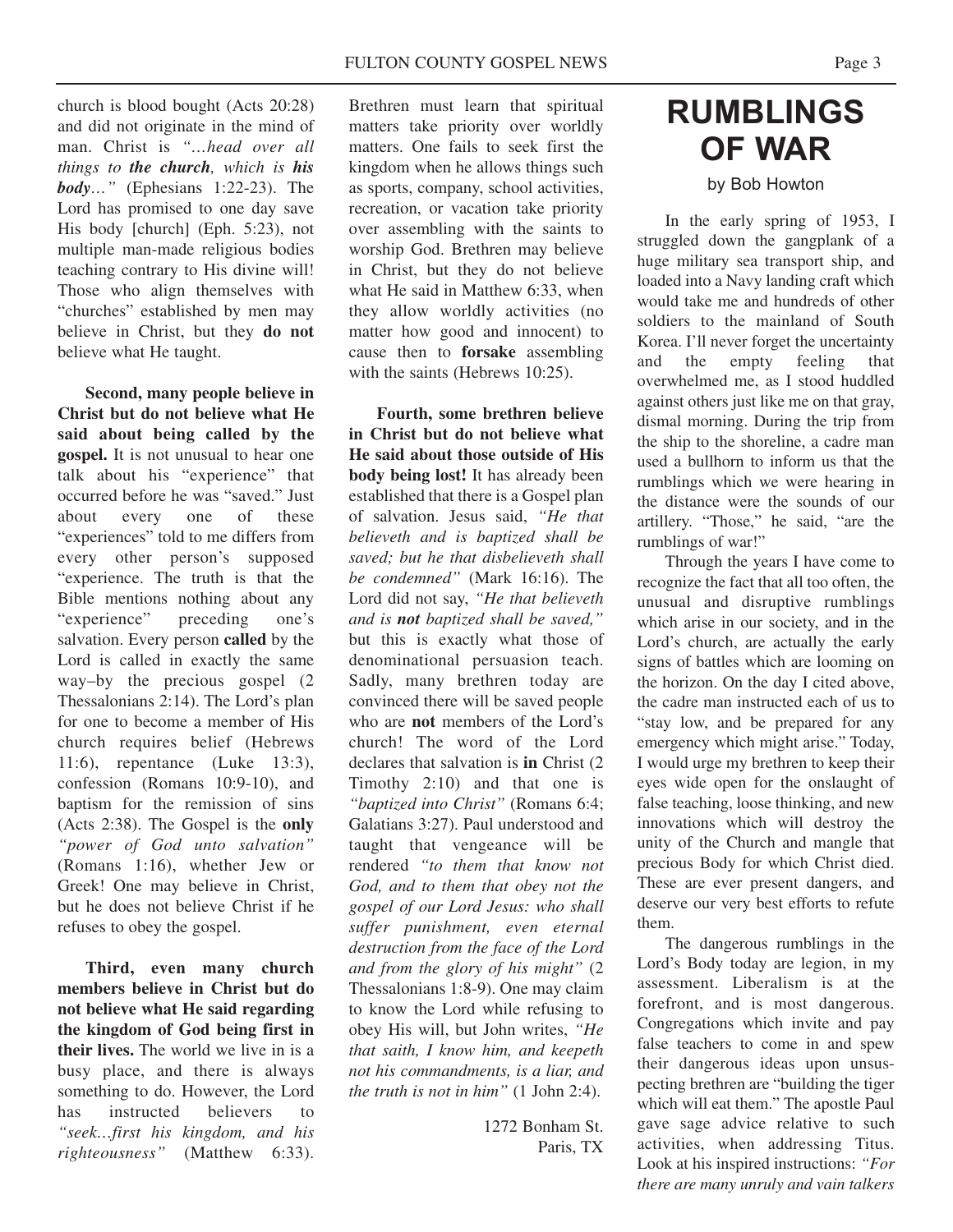church is blood bought (Acts 20:28) and did not originate in the mind of man. Christ is *"…head over all things to* ***the church****, which is* ***his body****…"* (Ephesians 1:22-23). The Lord has promised to one day save His body [church] (Eph. 5:23), not multiple man-made religious bodies teaching contrary to His divine will! Those who align themselves with "churches" established by men may believe in Christ, but they **do not** believe what He taught.

**Second, many people believe in Christ but do not believe what He said about being called by the gospel.** It is not unusual to hear one talk about his "experience" that occurred before he was "saved." Just about every one of these "experiences" told to me differs from every other person's supposed "experience. The truth is that the Bible mentions nothing about any "experience" preceding one's salvation. Every person **called** by the Lord is called in exactly the same way–by the precious gospel (2 Thessalonians 2:14). The Lord's plan for one to become a member of His church requires belief (Hebrews 11:6), repentance (Luke 13:3), confession (Romans 10:9-10), and baptism for the remission of sins (Acts 2:38). The Gospel is the **only** *"power of God unto salvation"* (Romans 1:16), whether Jew or Greek! One may believe in Christ, but he does not believe Christ if he refuses to obey the gospel.

**Third, even many church members believe in Christ but do not believe what He said regarding the kingdom of God being first in their lives.** The world we live in is a busy place, and there is always something to do. However, the Lord has instructed believers to *"seek…first his kingdom, and his righteousness"* (Matthew 6:33). Brethren must learn that spiritual matters take priority over worldly matters. One fails to seek first the kingdom when he allows things such as sports, company, school activities, recreation, or vacation take priority over assembling with the saints to worship God. Brethren may believe in Christ, but they do not believe what He said in Matthew 6:33, when they allow worldly activities (no matter how good and innocent) to cause then to **forsake** assembling with the saints (Hebrews 10:25).

**Fourth, some brethren believe in Christ but do not believe what He said about those outside of His body being lost!** It has already been established that there is a Gospel plan of salvation. Jesus said, *"He that believeth and is baptized shall be saved; but he that disbelieveth shall be condemned"* (Mark 16:16). The Lord did not say, *"He that believeth and is* ***not*** *baptized shall be saved,"* but this is exactly what those of denominational persuasion teach. Sadly, many brethren today are convinced there will be saved people who are **not** members of the Lord's church! The word of the Lord declares that salvation is **in** Christ (2 Timothy 2:10) and that one is *"baptized into Christ"* (Romans 6:4; Galatians 3:27). Paul understood and taught that vengeance will be rendered *"to them that know not God, and to them that obey not the gospel of our Lord Jesus: who shall suffer punishment, even eternal destruction from the face of the Lord and from the glory of his might"* (2 Thessalonians 1:8-9). One may claim to know the Lord while refusing to obey His will, but John writes, *"He that saith, I know him, and keepeth not his commandments, is a liar, and the truth is not in him"* (1 John 2:4).

1272 Bonham St.
Paris, TX

# RUMBLINGS OF WAR

by Bob Howton

In the early spring of 1953, I struggled down the gangplank of a huge military sea transport ship, and loaded into a Navy landing craft which would take me and hundreds of other soldiers to the mainland of South Korea. I'll never forget the uncertainty and the empty feeling that overwhelmed me, as I stood huddled against others just like me on that gray, dismal morning. During the trip from the ship to the shoreline, a cadre man used a bullhorn to inform us that the rumblings which we were hearing in the distance were the sounds of our artillery. "Those," he said, "are the rumblings of war!"

Through the years I have come to recognize the fact that all too often, the unusual and disruptive rumblings which arise in our society, and in the Lord's church, are actually the early signs of battles which are looming on the horizon. On the day I cited above, the cadre man instructed each of us to "stay low, and be prepared for any emergency which might arise." Today, I would urge my brethren to keep their eyes wide open for the onslaught of false teaching, loose thinking, and new innovations which will destroy the unity of the Church and mangle that precious Body for which Christ died. These are ever present dangers, and deserve our very best efforts to refute them.

The dangerous rumblings in the Lord's Body today are legion, in my assessment. Liberalism is at the forefront, and is most dangerous. Congregations which invite and pay false teachers to come in and spew their dangerous ideas upon unsuspecting brethren are "building the tiger which will eat them." The apostle Paul gave sage advice relative to such activities, when addressing Titus. Look at his inspired instructions: *"For there are many unruly and vain talkers*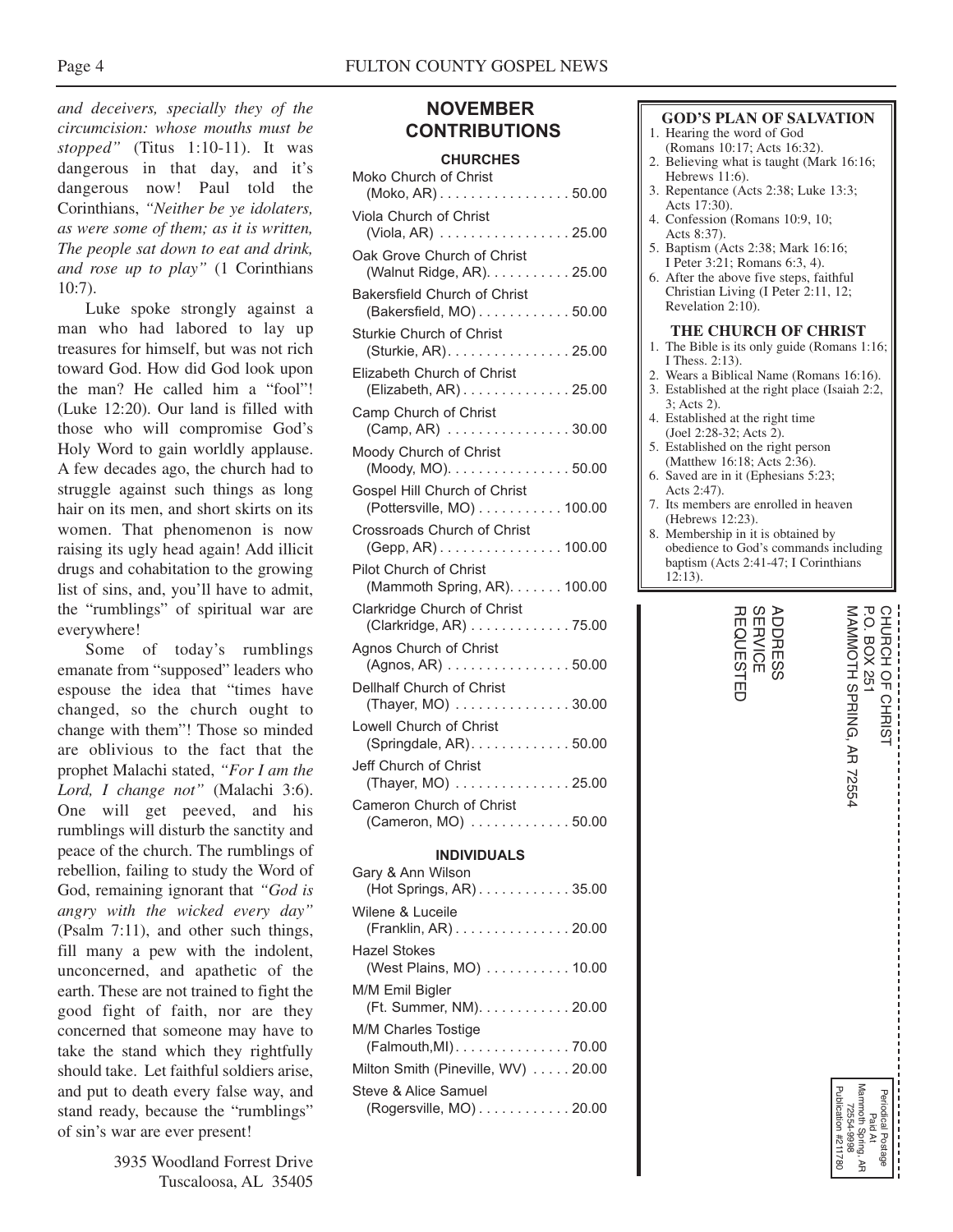*and deceivers, specially they of the circumcision: whose mouths must be stopped"* (Titus 1:10-11). It was dangerous in that day, and it's dangerous now! Paul told the Corinthians, *"Neither be ye idolaters, as were some of them; as it is written, The people sat down to eat and drink, and rose up to play"* (1 Corinthians 10:7).

Luke spoke strongly against a man who had labored to lay up treasures for himself, but was not rich toward God. How did God look upon the man? He called him a "fool"! (Luke 12:20). Our land is filled with those who will compromise God's Holy Word to gain worldly applause. A few decades ago, the church had to struggle against such things as long hair on its men, and short skirts on its women. That phenomenon is now raising its ugly head again! Add illicit drugs and cohabitation to the growing list of sins, and, you'll have to admit, the "rumblings" of spiritual war are everywhere!

Some of today's rumblings emanate from "supposed" leaders who espouse the idea that "times have changed, so the church ought to change with them"! Those so minded are oblivious to the fact that the prophet Malachi stated, *"For I am the Lord, I change not"* (Malachi 3:6). One will get peeved, and his rumblings will disturb the sanctity and peace of the church. The rumblings of rebellion, failing to study the Word of God, remaining ignorant that *"God is angry with the wicked every day"* (Psalm 7:11), and other such things, fill many a pew with the indolent, unconcerned, and apathetic of the earth. These are not trained to fight the good fight of faith, nor are they concerned that someone may have to take the stand which they rightfully should take. Let faithful soldiers arise, and put to death every false way, and stand ready, because the "rumblings" of sin's war are ever present!

3935 Woodland Forrest Drive
Tuscaloosa, AL 35405

## NOVEMBER CONTRIBUTIONS

### CHURCHES

Moko Church of Christ (Moko, AR) . . . . . 50.00

Viola Church of Christ (Viola, AR) . . . . . 25.00

Oak Grove Church of Christ (Walnut Ridge, AR) . . . . . 25.00

Bakersfield Church of Christ (Bakersfield, MO) . . . . . 50.00

Sturkie Church of Christ (Sturkie, AR) . . . . . 25.00

Elizabeth Church of Christ (Elizabeth, AR) . . . . . 25.00

Camp Church of Christ (Camp, AR) . . . . . 30.00

Moody Church of Christ (Moody, MO) . . . . . 50.00

Gospel Hill Church of Christ (Pottersville, MO) . . . . . 100.00

Crossroads Church of Christ (Gepp, AR) . . . . . 100.00

Pilot Church of Christ (Mammoth Spring, AR) . . . . . 100.00

Clarkridge Church of Christ (Clarkridge, AR) . . . . . 75.00

Agnos Church of Christ (Agnos, AR) . . . . . 50.00

Dellhalf Church of Christ (Thayer, MO) . . . . . 30.00

Lowell Church of Christ (Springdale, AR) . . . . . 50.00

Jeff Church of Christ (Thayer, MO) . . . . . 25.00

Cameron Church of Christ (Cameron, MO) . . . . . 50.00

### INDIVIDUALS

Gary & Ann Wilson (Hot Springs, AR) . . . . . 35.00

Wilene & Luceile (Franklin, AR) . . . . . 20.00

Hazel Stokes (West Plains, MO) . . . . . 10.00

M/M Emil Bigler (Ft. Summer, NM) . . . . . 20.00

M/M Charles Tostige (Falmouth,MI) . . . . . 70.00

Milton Smith (Pineville, WV) . . . . . 20.00

Steve & Alice Samuel (Rogersville, MO) . . . . . 20.00

### GOD'S PLAN OF SALVATION

1. Hearing the word of God (Romans 10:17; Acts 16:32).
2. Believing what is taught (Mark 16:16; Hebrews 11:6).
3. Repentance (Acts 2:38; Luke 13:3; Acts 17:30).
4. Confession (Romans 10:9, 10; Acts 8:37).
5. Baptism (Acts 2:38; Mark 16:16; I Peter 3:21; Romans 6:3, 4).
6. After the above five steps, faithful Christian Living (I Peter 2:11, 12; Revelation 2:10).

### THE CHURCH OF CHRIST

1. The Bible is its only guide (Romans 1:16; I Thess. 2:13).
2. Wears a Biblical Name (Romans 16:16).
3. Established at the right place (Isaiah 2:2, 3; Acts 2).
4. Established at the right time (Joel 2:28-32; Acts 2).
5. Established on the right person (Matthew 16:18; Acts 2:36).
6. Saved are in it (Ephesians 5:23; Acts 2:47).
7. Its members are enrolled in heaven (Hebrews 12:23).
8. Membership in it is obtained by obedience to God's commands including baptism (Acts 2:41-47; I Corinthians 12:13).

CHURCH OF CHRIST
P.O. BOX 251
MAMMOTH SPRING, AR 72554

ADDRESS
SERVICE
REQUESTED

Periodical Postage
Paid At
Mammoth Spring, AR
72554-9998
Publication #211780